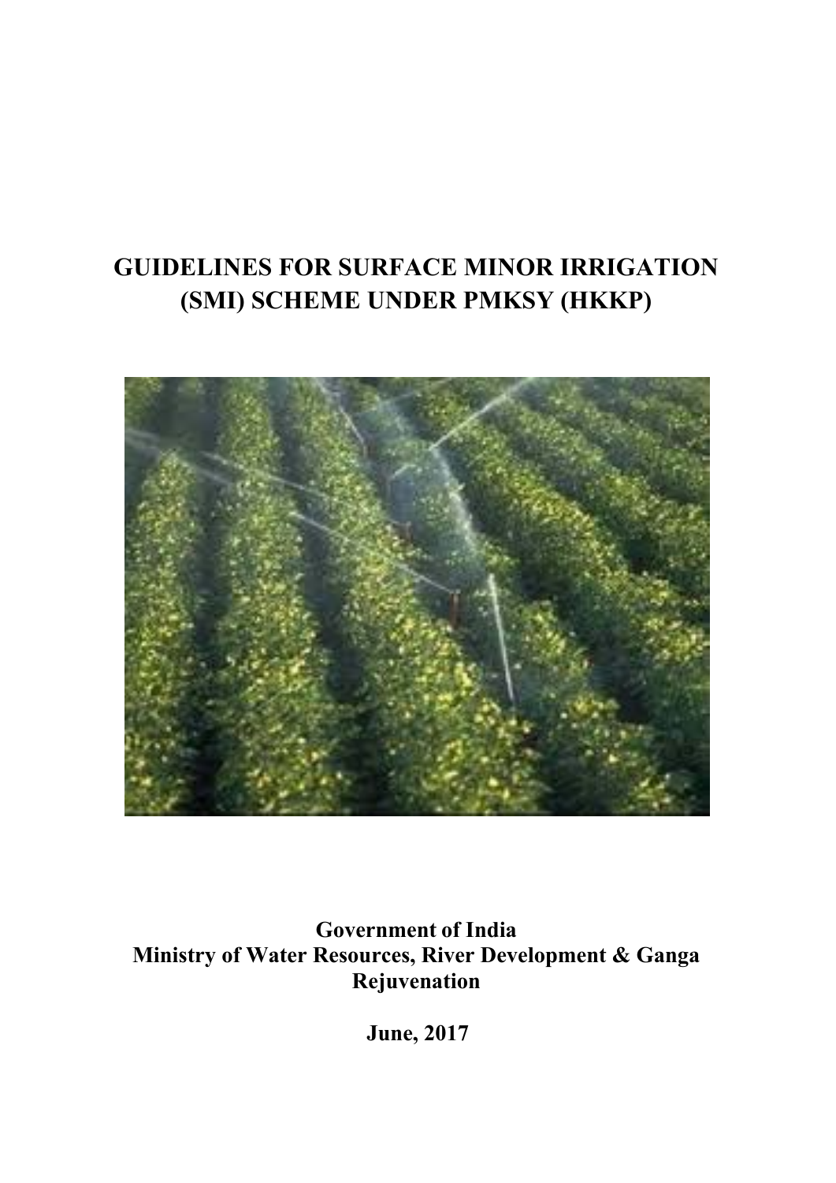# GUIDELINES FOR SURFACE MINOR IRRIGATION (SMI) SCHEME UNDER PMKSY (HKKP)

**Government of India**
**Ministry of Water Resources, River Development & Ganga Rejuvenation**

**June, 2017**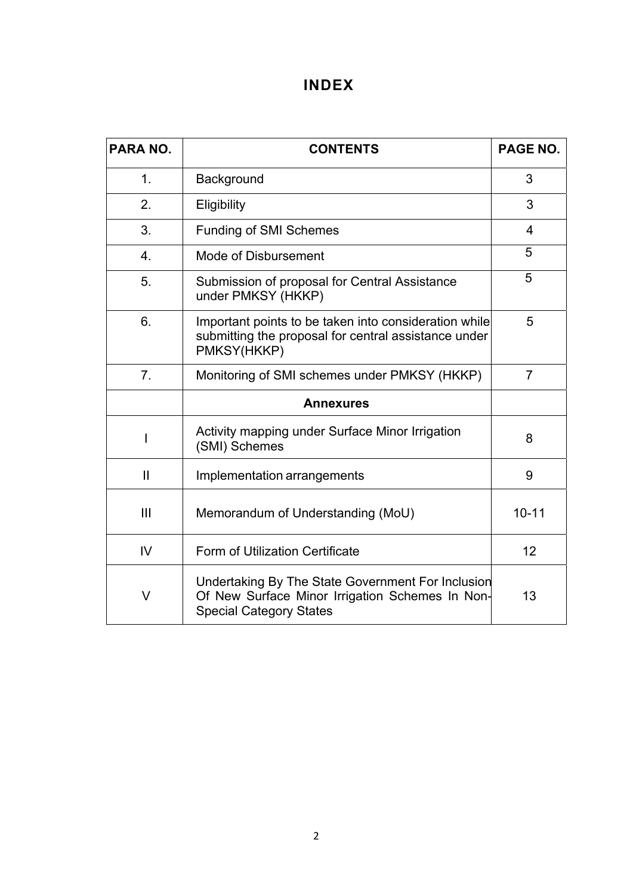# INDEX

| PARA NO. | CONTENTS | PAGE NO. |
|---|---|---|
| 1. | Background | 3 |
| 2. | Eligibility | 3 |
| 3. | Funding of SMI Schemes | 4 |
| 4. | Mode of Disbursement | 5 |
| 5. | Submission of proposal for Central Assistance under PMKSY (HKKP) | 5 |
| 6. | Important points to be taken into consideration while submitting the proposal for central assistance under PMKSY(HKKP) | 5 |
| 7. | Monitoring of SMI schemes under PMKSY (HKKP) | 7 |
| | **Annexures** | |
| I | Activity mapping under Surface Minor Irrigation (SMI) Schemes | 8 |
| II | Implementation arrangements | 9 |
| III | Memorandum of Understanding (MoU) | 10-11 |
| IV | Form of Utilization Certificate | 12 |
| V | Undertaking By The State Government For Inclusion Of New Surface Minor Irrigation Schemes In Non-Special Category States | 13 |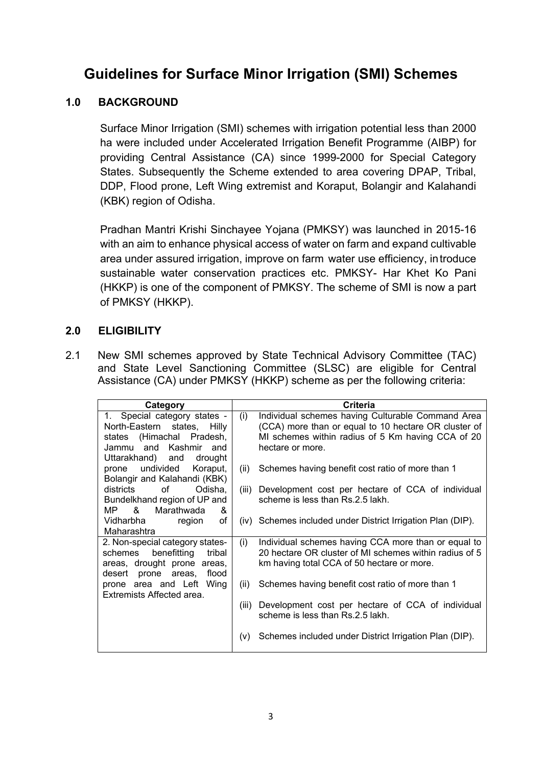# Guidelines for Surface Minor Irrigation (SMI) Schemes

## 1.0 BACKGROUND

Surface Minor Irrigation (SMI) schemes with irrigation potential less than 2000 ha were included under Accelerated Irrigation Benefit Programme (AIBP) for providing Central Assistance (CA) since 1999-2000 for Special Category States. Subsequently the Scheme extended to area covering DPAP, Tribal, DDP, Flood prone, Left Wing extremist and Koraput, Bolangir and Kalahandi (KBK) region of Odisha.

Pradhan Mantri Krishi Sinchayee Yojana (PMKSY) was launched in 2015-16 with an aim to enhance physical access of water on farm and expand cultivable area under assured irrigation, improve on farm water use efficiency, introduce sustainable water conservation practices etc. PMKSY- Har Khet Ko Pani (HKKP) is one of the component of PMKSY. The scheme of SMI is now a part of PMKSY (HKKP).

## 2.0 ELIGIBILITY

2.1 New SMI schemes approved by State Technical Advisory Committee (TAC) and State Level Sanctioning Committee (SLSC) are eligible for Central Assistance (CA) under PMKSY (HKKP) scheme as per the following criteria:

| Category | Criteria |
|---|---|
| 1. Special category states - North-Eastern states, Hilly states (Himachal Pradesh, Jammu and Kashmir and Uttarakhand) and drought prone undivided Koraput, Bolangir and Kalahandi (KBK) districts of Odisha, Bundelkhand region of UP and MP & Marathwada & Vidharbha region of Maharashtra | (i) Individual schemes having Culturable Command Area (CCA) more than or equal to 10 hectare OR cluster of MI schemes within radius of 5 Km having CCA of 20 hectare or more.<br>(ii) Schemes having benefit cost ratio of more than 1<br>(iii) Development cost per hectare of CCA of individual scheme is less than Rs.2.5 lakh.<br>(iv) Schemes included under District Irrigation Plan (DIP). |
| 2. Non-special category states- schemes benefitting tribal areas, drought prone areas, desert prone areas, flood prone area and Left Wing Extremists Affected area. | (i) Individual schemes having CCA more than or equal to 20 hectare OR cluster of MI schemes within radius of 5 km having total CCA of 50 hectare or more.<br>(ii) Schemes having benefit cost ratio of more than 1<br>(iii) Development cost per hectare of CCA of individual scheme is less than Rs.2.5 lakh.<br>(v) Schemes included under District Irrigation Plan (DIP). |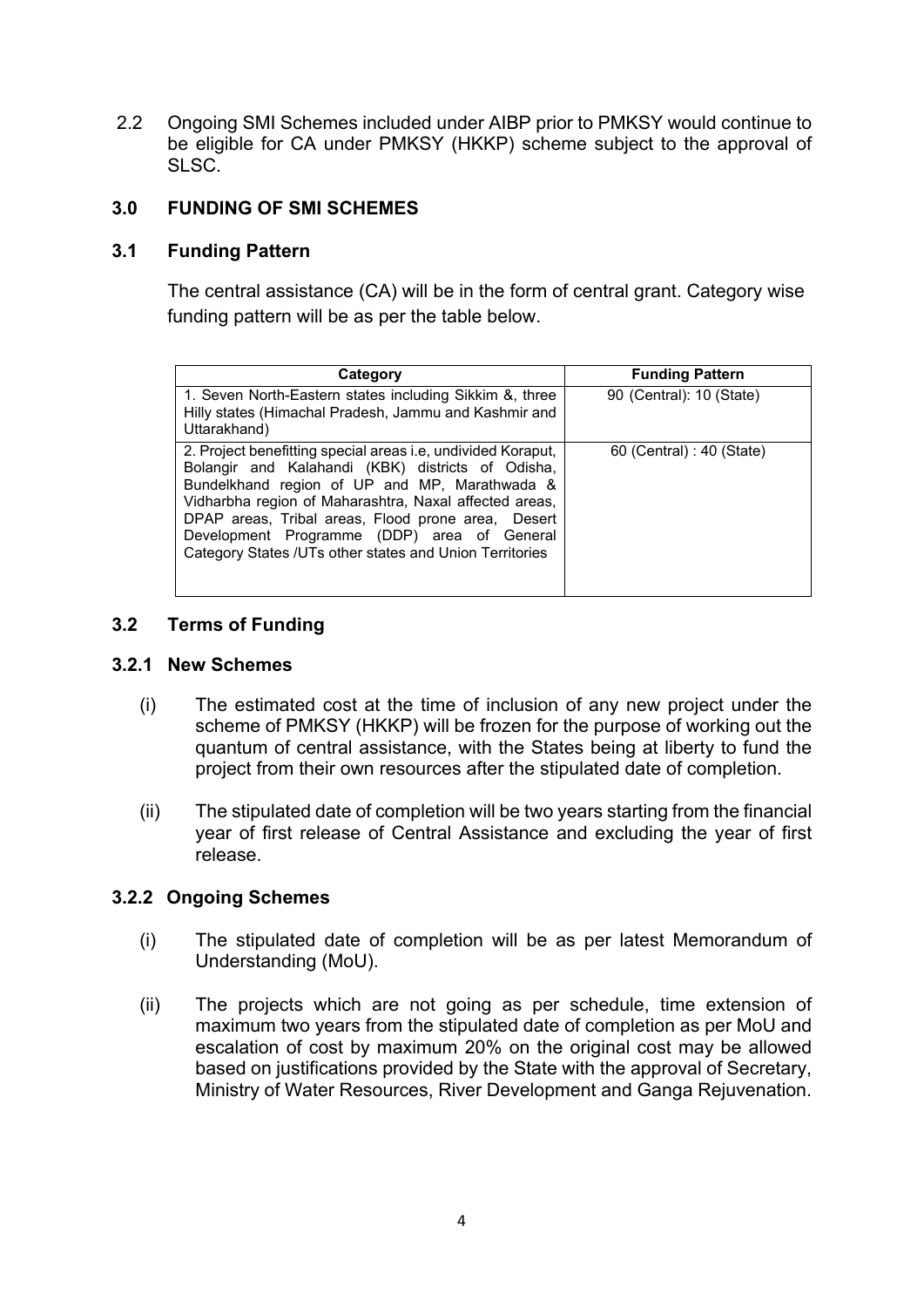2.2 Ongoing SMI Schemes included under AIBP prior to PMKSY would continue to be eligible for CA under PMKSY (HKKP) scheme subject to the approval of SLSC.

## 3.0 FUNDING OF SMI SCHEMES

### 3.1 Funding Pattern

The central assistance (CA) will be in the form of central grant. Category wise funding pattern will be as per the table below.

| Category | Funding Pattern |
|---|---|
| 1. Seven North-Eastern states including Sikkim &, three Hilly states (Himachal Pradesh, Jammu and Kashmir and Uttarakhand) | 90 (Central): 10 (State) |
| 2. Project benefitting special areas i.e, undivided Koraput, Bolangir and Kalahandi (KBK) districts of Odisha, Bundelkhand region of UP and MP, Marathwada & Vidharbha region of Maharashtra, Naxal affected areas, DPAP areas, Tribal areas, Flood prone area, Desert Development Programme (DDP) area of General Category States /UTs other states and Union Territories | 60 (Central) : 40 (State) |

### 3.2 Terms of Funding

#### 3.2.1 New Schemes

(i) The estimated cost at the time of inclusion of any new project under the scheme of PMKSY (HKKP) will be frozen for the purpose of working out the quantum of central assistance, with the States being at liberty to fund the project from their own resources after the stipulated date of completion.

(ii) The stipulated date of completion will be two years starting from the financial year of first release of Central Assistance and excluding the year of first release.

#### 3.2.2 Ongoing Schemes

(i) The stipulated date of completion will be as per latest Memorandum of Understanding (MoU).

(ii) The projects which are not going as per schedule, time extension of maximum two years from the stipulated date of completion as per MoU and escalation of cost by maximum 20% on the original cost may be allowed based on justifications provided by the State with the approval of Secretary, Ministry of Water Resources, River Development and Ganga Rejuvenation.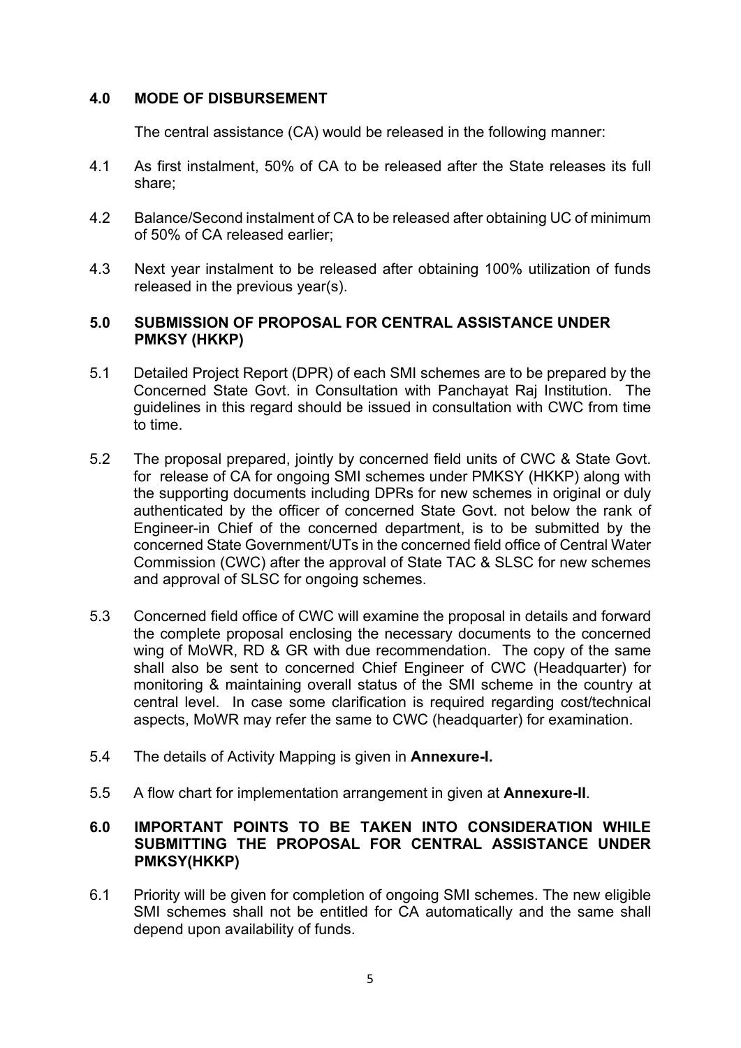## 4.0 MODE OF DISBURSEMENT

The central assistance (CA) would be released in the following manner:

4.1 As first instalment, 50% of CA to be released after the State releases its full share;

4.2 Balance/Second instalment of CA to be released after obtaining UC of minimum of 50% of CA released earlier;

4.3 Next year instalment to be released after obtaining 100% utilization of funds released in the previous year(s).

## 5.0 SUBMISSION OF PROPOSAL FOR CENTRAL ASSISTANCE UNDER PMKSY (HKKP)

5.1 Detailed Project Report (DPR) of each SMI schemes are to be prepared by the Concerned State Govt. in Consultation with Panchayat Raj Institution. The guidelines in this regard should be issued in consultation with CWC from time to time.

5.2 The proposal prepared, jointly by concerned field units of CWC & State Govt. for release of CA for ongoing SMI schemes under PMKSY (HKKP) along with the supporting documents including DPRs for new schemes in original or duly authenticated by the officer of concerned State Govt. not below the rank of Engineer-in Chief of the concerned department, is to be submitted by the concerned State Government/UTs in the concerned field office of Central Water Commission (CWC) after the approval of State TAC & SLSC for new schemes and approval of SLSC for ongoing schemes.

5.3 Concerned field office of CWC will examine the proposal in details and forward the complete proposal enclosing the necessary documents to the concerned wing of MoWR, RD & GR with due recommendation. The copy of the same shall also be sent to concerned Chief Engineer of CWC (Headquarter) for monitoring & maintaining overall status of the SMI scheme in the country at central level. In case some clarification is required regarding cost/technical aspects, MoWR may refer the same to CWC (headquarter) for examination.

5.4 The details of Activity Mapping is given in **Annexure-I.**

5.5 A flow chart for implementation arrangement in given at **Annexure-II**.

## 6.0 IMPORTANT POINTS TO BE TAKEN INTO CONSIDERATION WHILE SUBMITTING THE PROPOSAL FOR CENTRAL ASSISTANCE UNDER PMKSY(HKKP)

6.1 Priority will be given for completion of ongoing SMI schemes. The new eligible SMI schemes shall not be entitled for CA automatically and the same shall depend upon availability of funds.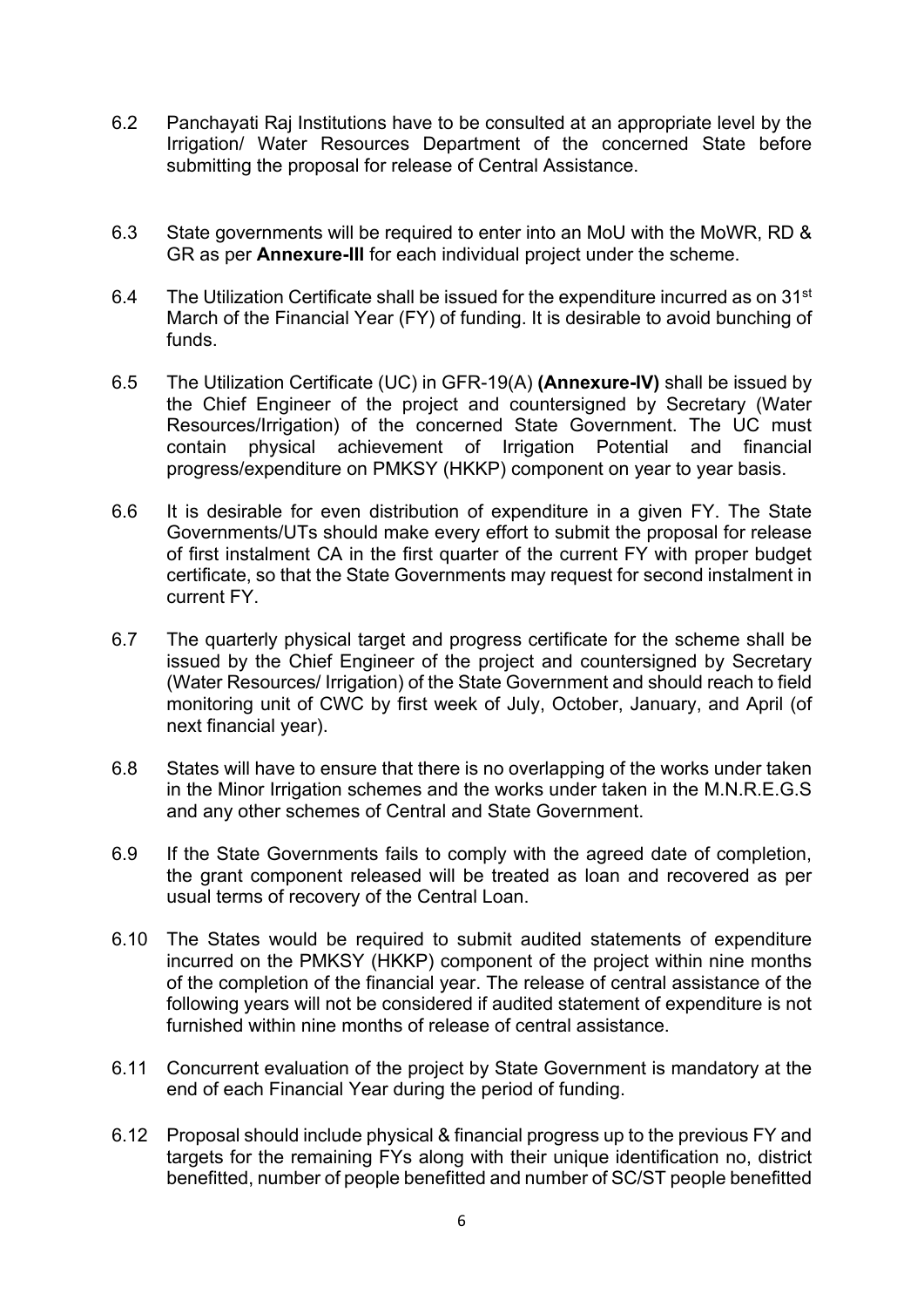6.2 Panchayati Raj Institutions have to be consulted at an appropriate level by the Irrigation/ Water Resources Department of the concerned State before submitting the proposal for release of Central Assistance.

6.3 State governments will be required to enter into an MoU with the MoWR, RD & GR as per **Annexure-III** for each individual project under the scheme.

6.4 The Utilization Certificate shall be issued for the expenditure incurred as on 31st March of the Financial Year (FY) of funding. It is desirable to avoid bunching of funds.

6.5 The Utilization Certificate (UC) in GFR-19(A) **(Annexure-IV)** shall be issued by the Chief Engineer of the project and countersigned by Secretary (Water Resources/Irrigation) of the concerned State Government. The UC must contain physical achievement of Irrigation Potential and financial progress/expenditure on PMKSY (HKKP) component on year to year basis.

6.6 It is desirable for even distribution of expenditure in a given FY. The State Governments/UTs should make every effort to submit the proposal for release of first instalment CA in the first quarter of the current FY with proper budget certificate, so that the State Governments may request for second instalment in current FY.

6.7 The quarterly physical target and progress certificate for the scheme shall be issued by the Chief Engineer of the project and countersigned by Secretary (Water Resources/ Irrigation) of the State Government and should reach to field monitoring unit of CWC by first week of July, October, January, and April (of next financial year).

6.8 States will have to ensure that there is no overlapping of the works under taken in the Minor Irrigation schemes and the works under taken in the M.N.R.E.G.S and any other schemes of Central and State Government.

6.9 If the State Governments fails to comply with the agreed date of completion, the grant component released will be treated as loan and recovered as per usual terms of recovery of the Central Loan.

6.10 The States would be required to submit audited statements of expenditure incurred on the PMKSY (HKKP) component of the project within nine months of the completion of the financial year. The release of central assistance of the following years will not be considered if audited statement of expenditure is not furnished within nine months of release of central assistance.

6.11 Concurrent evaluation of the project by State Government is mandatory at the end of each Financial Year during the period of funding.

6.12 Proposal should include physical & financial progress up to the previous FY and targets for the remaining FYs along with their unique identification no, district benefitted, number of people benefitted and number of SC/ST people benefitted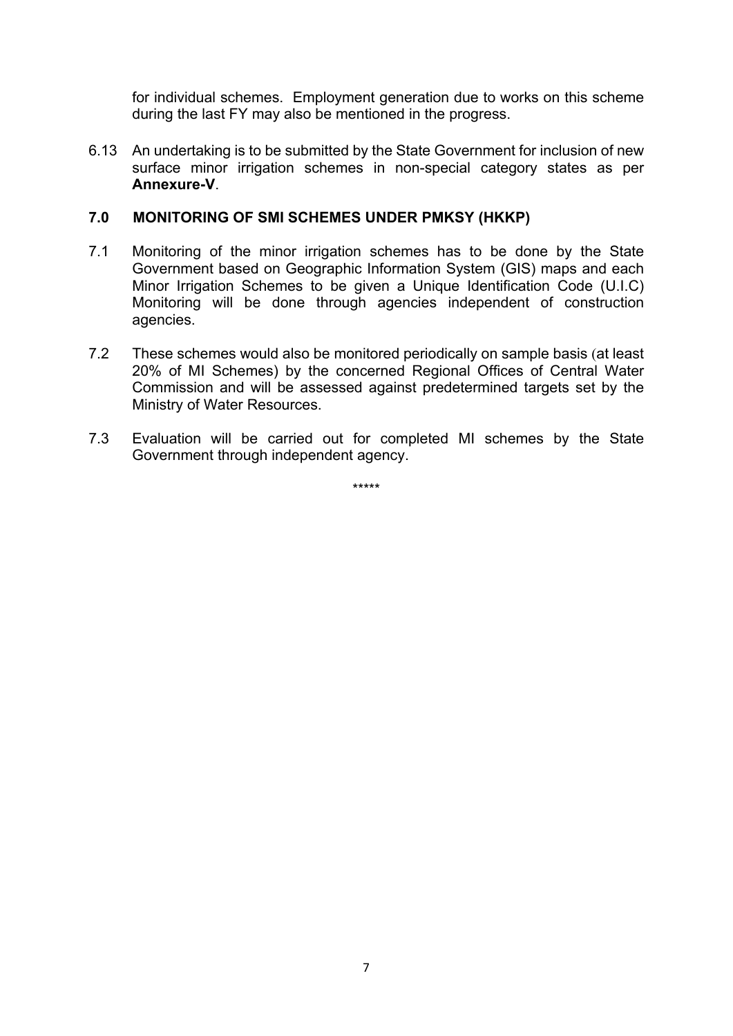for individual schemes. Employment generation due to works on this scheme during the last FY may also be mentioned in the progress.

6.13 An undertaking is to be submitted by the State Government for inclusion of new surface minor irrigation schemes in non-special category states as per **Annexure-V**.

## 7.0 MONITORING OF SMI SCHEMES UNDER PMKSY (HKKP)

7.1 Monitoring of the minor irrigation schemes has to be done by the State Government based on Geographic Information System (GIS) maps and each Minor Irrigation Schemes to be given a Unique Identification Code (U.I.C) Monitoring will be done through agencies independent of construction agencies.

7.2 These schemes would also be monitored periodically on sample basis (at least 20% of MI Schemes) by the concerned Regional Offices of Central Water Commission and will be assessed against predetermined targets set by the Ministry of Water Resources.

7.3 Evaluation will be carried out for completed MI schemes by the State Government through independent agency.

*****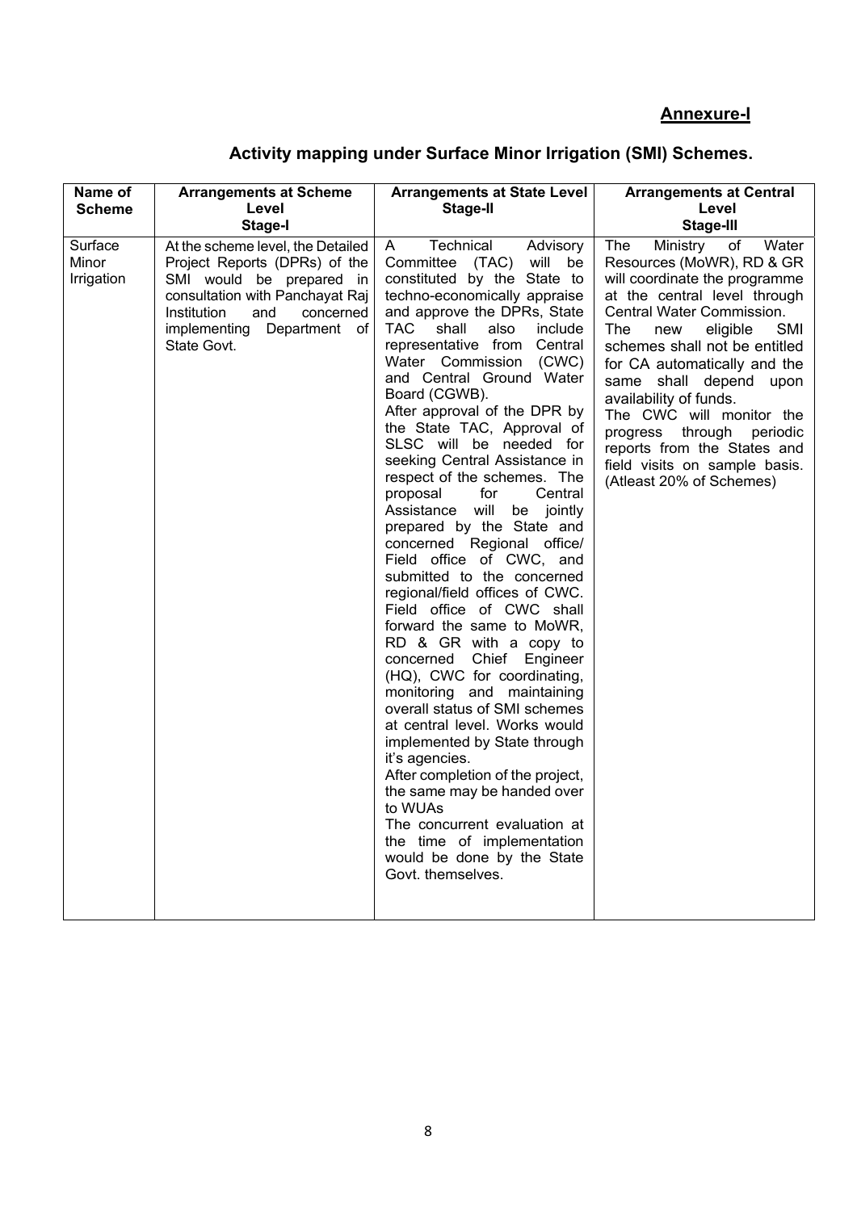**Annexure-I**

## Activity mapping under Surface Minor Irrigation (SMI) Schemes.

| Name of Scheme | Arrangements at Scheme Level Stage-I | Arrangements at State Level Stage-II | Arrangements at Central Level Stage-III |
|---|---|---|---|
| Surface Minor Irrigation | At the scheme level, the Detailed Project Reports (DPRs) of the SMI would be prepared in consultation with Panchayat Raj Institution and concerned implementing Department of State Govt. | A Technical Advisory Committee (TAC) will be constituted by the State to techno-economically appraise and approve the DPRs, State TAC shall also include representative from Central Water Commission (CWC) and Central Ground Water Board (CGWB). After approval of the DPR by the State TAC, Approval of SLSC will be needed for seeking Central Assistance in respect of the schemes. The proposal for Central Assistance will be jointly prepared by the State and concerned Regional office/ Field office of CWC, and submitted to the concerned regional/field offices of CWC. Field office of CWC shall forward the same to MoWR, RD & GR with a copy to concerned Chief Engineer (HQ), CWC for coordinating, monitoring and maintaining overall status of SMI schemes at central level. Works would implemented by State through it's agencies. After completion of the project, the same may be handed over to WUAs The concurrent evaluation at the time of implementation would be done by the State Govt. themselves. | The Ministry of Water Resources (MoWR), RD & GR will coordinate the programme at the central level through Central Water Commission. The new eligible SMI schemes shall not be entitled for CA automatically and the same shall depend upon availability of funds. The CWC will monitor the progress through periodic reports from the States and field visits on sample basis. (Atleast 20% of Schemes) |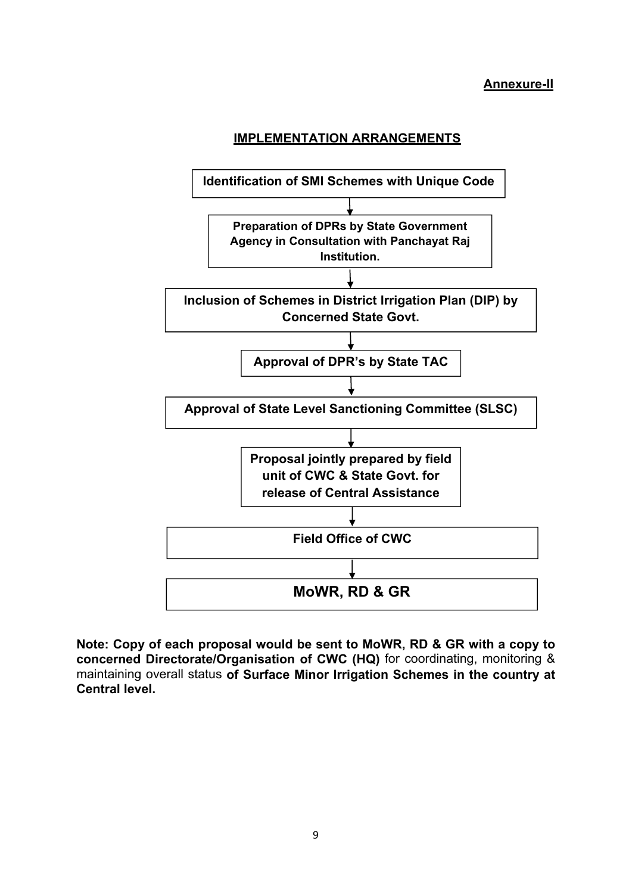**Annexure-II**

## IMPLEMENTATION ARRANGEMENTS

**Identification of SMI Schemes with Unique Code**

↓

**Preparation of DPRs by State Government Agency in Consultation with Panchayat Raj Institution.**

↓

**Inclusion of Schemes in District Irrigation Plan (DIP) by Concerned State Govt.**

↓

**Approval of DPR's by State TAC**

↓

**Approval of State Level Sanctioning Committee (SLSC)**

↓

**Proposal jointly prepared by field unit of CWC & State Govt. for release of Central Assistance**

↓

**Field Office of CWC**

↓

**MoWR, RD & GR**

**Note: Copy of each proposal would be sent to MoWR, RD & GR with a copy to concerned Directorate/Organisation of CWC (HQ)** for coordinating, monitoring & maintaining overall status **of Surface Minor Irrigation Schemes in the country at Central level.**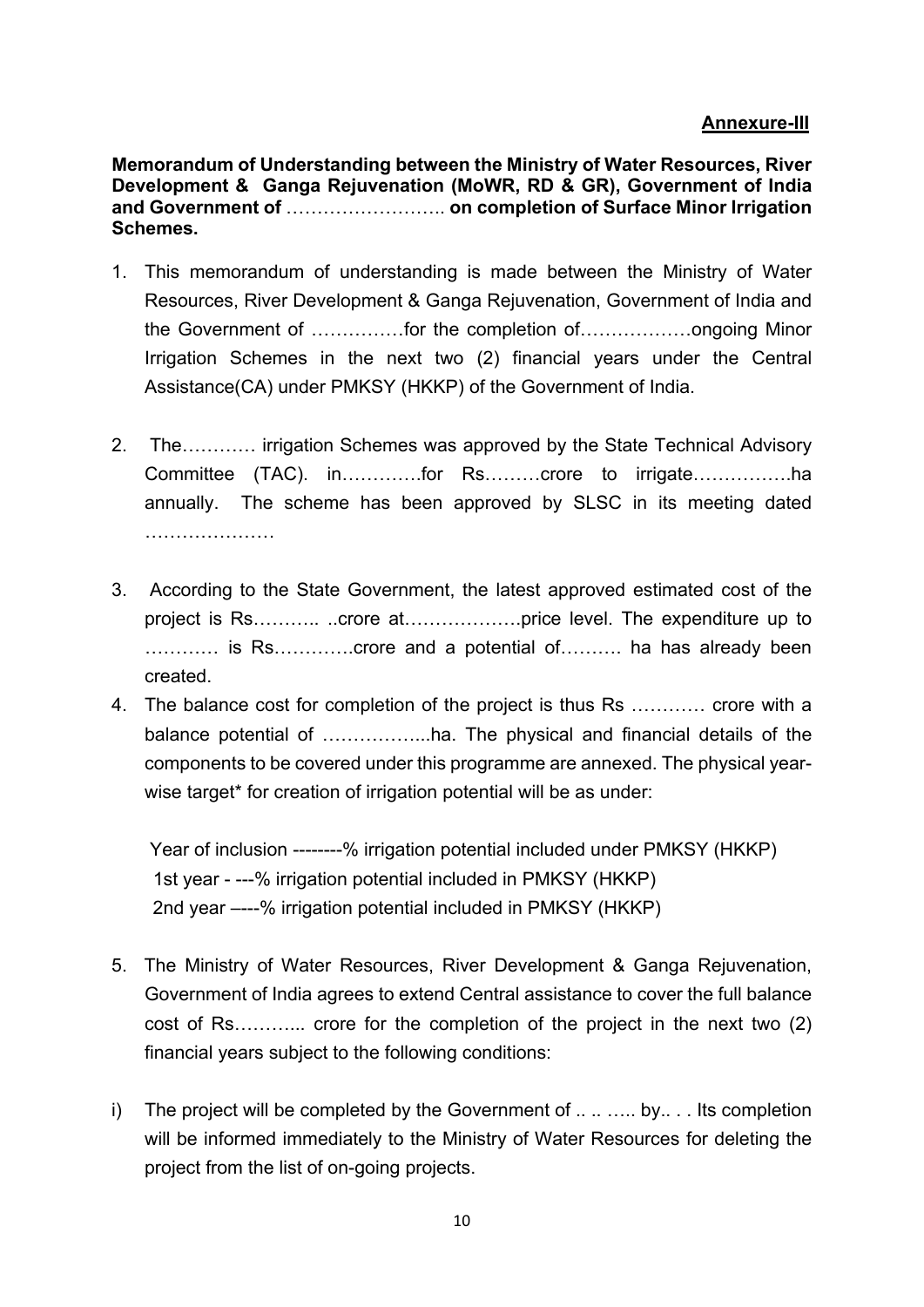**Annexure-III**

**Memorandum of Understanding between the Ministry of Water Resources, River Development & Ganga Rejuvenation (MoWR, RD & GR), Government of India and Government of …………………….. on completion of Surface Minor Irrigation Schemes.**

1. This memorandum of understanding is made between the Ministry of Water Resources, River Development & Ganga Rejuvenation, Government of India and the Government of ……………for the completion of………………ongoing Minor Irrigation Schemes in the next two (2) financial years under the Central Assistance(CA) under PMKSY (HKKP) of the Government of India.

2. The………… irrigation Schemes was approved by the State Technical Advisory Committee (TAC). in………….for Rs………crore to irrigate…………….ha annually. The scheme has been approved by SLSC in its meeting dated …………………

3. According to the State Government, the latest approved estimated cost of the project is Rs……….. ..crore at……………….price level. The expenditure up to ………… is Rs………….crore and a potential of………. ha has already been created.

4. The balance cost for completion of the project is thus Rs ………… crore with a balance potential of ……………...ha. The physical and financial details of the components to be covered under this programme are annexed. The physical year-wise target* for creation of irrigation potential will be as under:

   Year of inclusion --------% irrigation potential included under PMKSY (HKKP)
   1st year - ---% irrigation potential included in PMKSY (HKKP)
   2nd year –---% irrigation potential included in PMKSY (HKKP)

5. The Ministry of Water Resources, River Development & Ganga Rejuvenation, Government of India agrees to extend Central assistance to cover the full balance cost of Rs………... crore for the completion of the project in the next two (2) financial years subject to the following conditions:

i) The project will be completed by the Government of .. .. ….. by.. . . Its completion will be informed immediately to the Ministry of Water Resources for deleting the project from the list of on-going projects.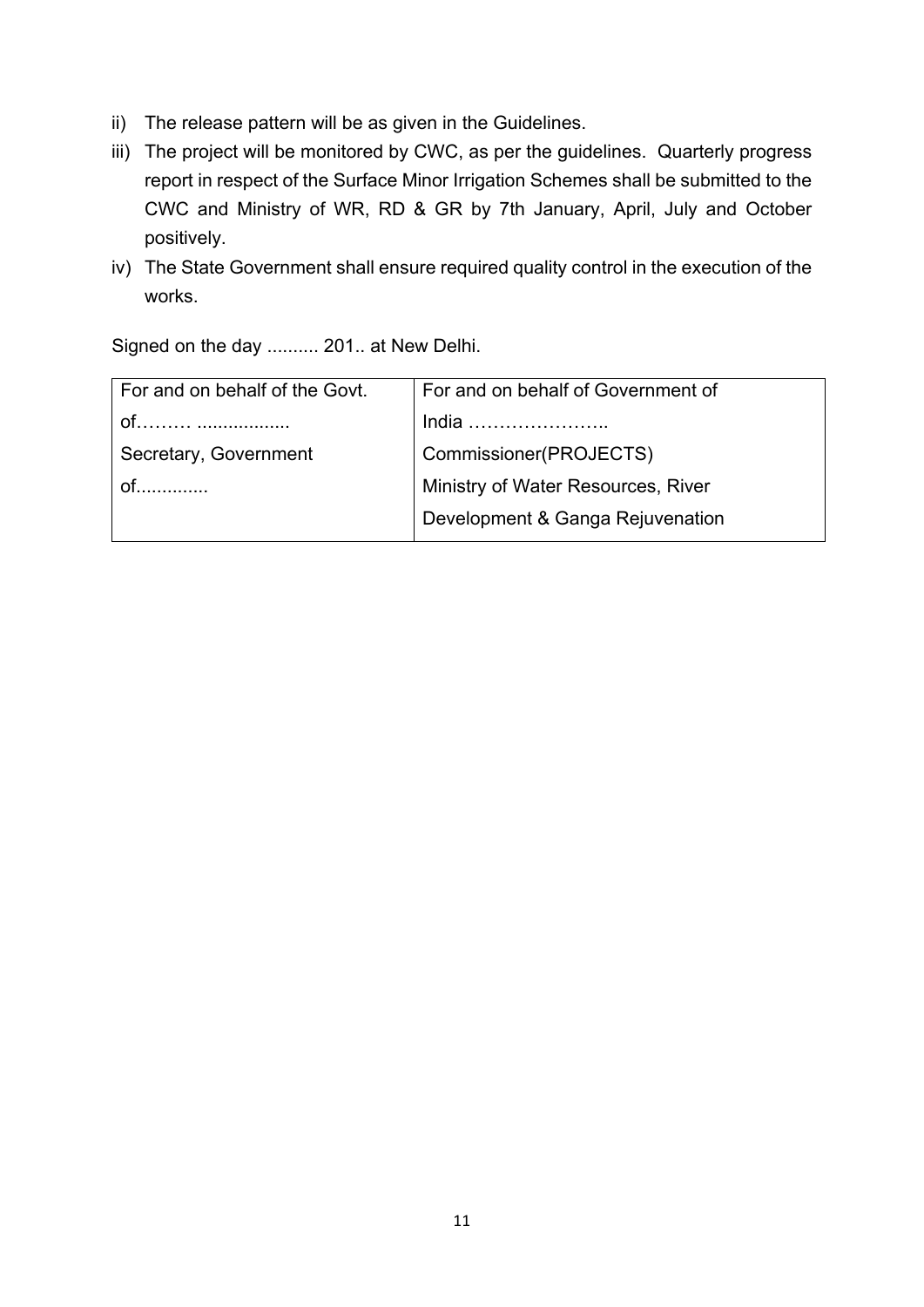ii) The release pattern will be as given in the Guidelines.

iii) The project will be monitored by CWC, as per the guidelines. Quarterly progress report in respect of the Surface Minor Irrigation Schemes shall be submitted to the CWC and Ministry of WR, RD & GR by 7th January, April, July and October positively.

iv) The State Government shall ensure required quality control in the execution of the works.

Signed on the day .......... 201.. at New Delhi.

| For and on behalf of the Govt. of……… .................. | For and on behalf of Government of India ………………….. |
|---|---|
| Secretary, Government of............. | Commissioner(PROJECTS) Ministry of Water Resources, River Development & Ganga Rejuvenation |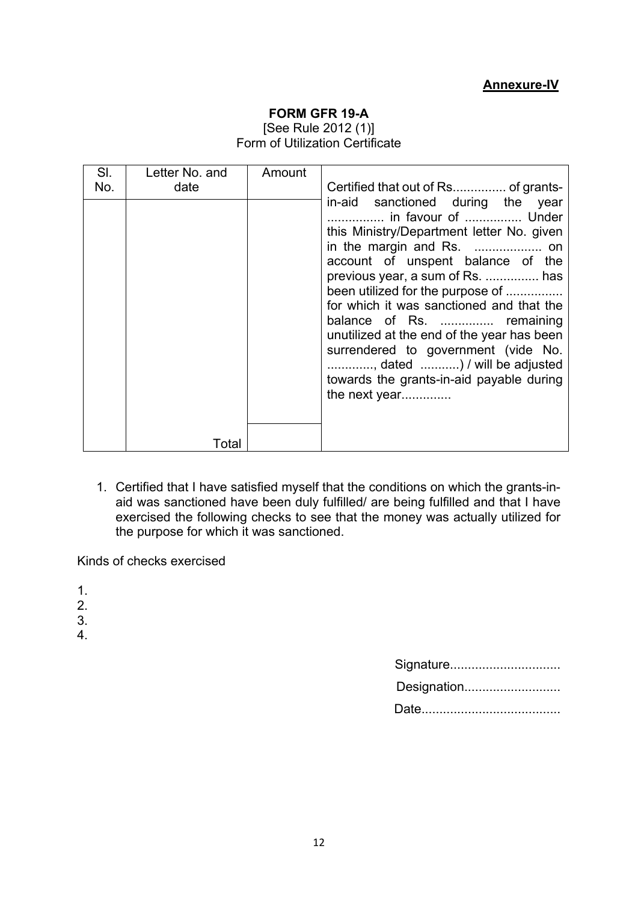**Annexure-IV**

**FORM GFR 19-A**

[See Rule 2012 (1)]

Form of Utilization Certificate

| Sl. No. | Letter No. and date | Amount | |
|---|---|---|---|
| | | | Certified that out of Rs............... of grants-in-aid sanctioned during the year ................ in favour of ................ Under this Ministry/Department letter No. given in the margin and Rs. ................... on account of unspent balance of the previous year, a sum of Rs. ............... has been utilized for the purpose of ................ for which it was sanctioned and that the balance of Rs. ............... remaining unutilized at the end of the year has been surrendered to government (vide No. ............., dated ...........) / will be adjusted towards the grants-in-aid payable during the next year.............. |
| | Total | | |

1. Certified that I have satisfied myself that the conditions on which the grants-in-aid was sanctioned have been duly fulfilled/ are being fulfilled and that I have exercised the following checks to see that the money was actually utilized for the purpose for which it was sanctioned.

Kinds of checks exercised

1.
2.
3.
4.

Signature...............................

Designation...........................

Date.......................................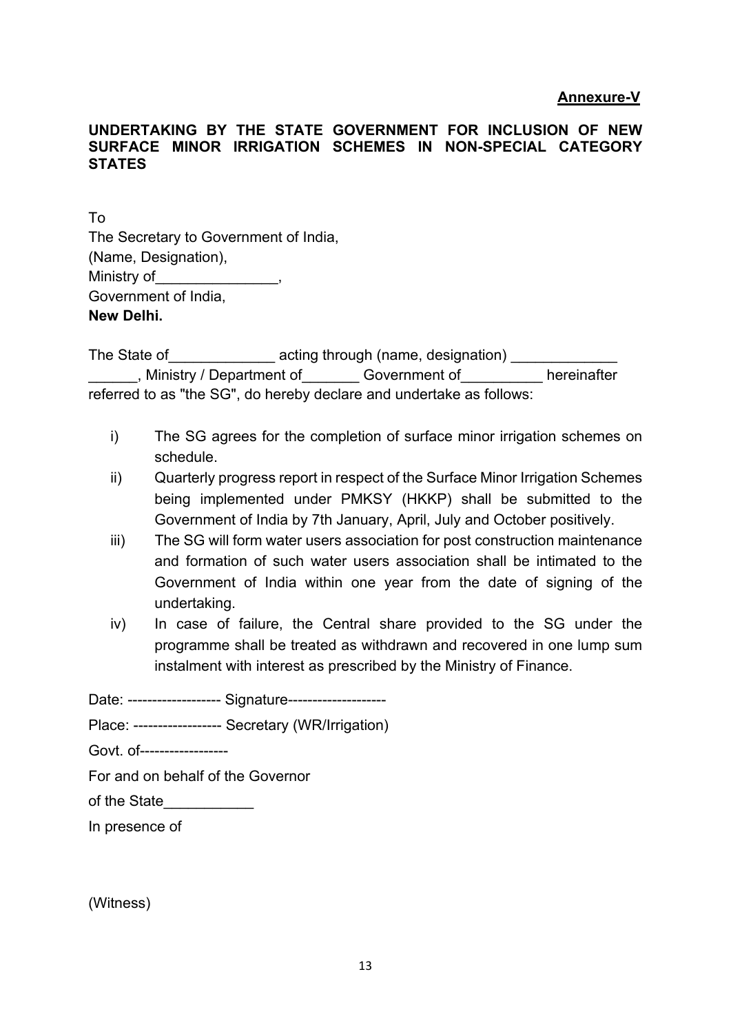**Annexure-V**

**UNDERTAKING BY THE STATE GOVERNMENT FOR INCLUSION OF NEW SURFACE MINOR IRRIGATION SCHEMES IN NON-SPECIAL CATEGORY STATES**

To
The Secretary to Government of India,
(Name, Designation),
Ministry of_______________,
Government of India,
**New Delhi.**

The State of_____________ acting through (name, designation) _____________ ______, Ministry / Department of_______ Government of__________ hereinafter referred to as "the SG", do hereby declare and undertake as follows:

i) The SG agrees for the completion of surface minor irrigation schemes on schedule.

ii) Quarterly progress report in respect of the Surface Minor Irrigation Schemes being implemented under PMKSY (HKKP) shall be submitted to the Government of India by 7th January, April, July and October positively.

iii) The SG will form water users association for post construction maintenance and formation of such water users association shall be intimated to the Government of India within one year from the date of signing of the undertaking.

iv) In case of failure, the Central share provided to the SG under the programme shall be treated as withdrawn and recovered in one lump sum instalment with interest as prescribed by the Ministry of Finance.

Date: ------------------- Signature--------------------

Place: ------------------ Secretary (WR/Irrigation)

Govt. of------------------

For and on behalf of the Governor

of the State___________

In presence of

(Witness)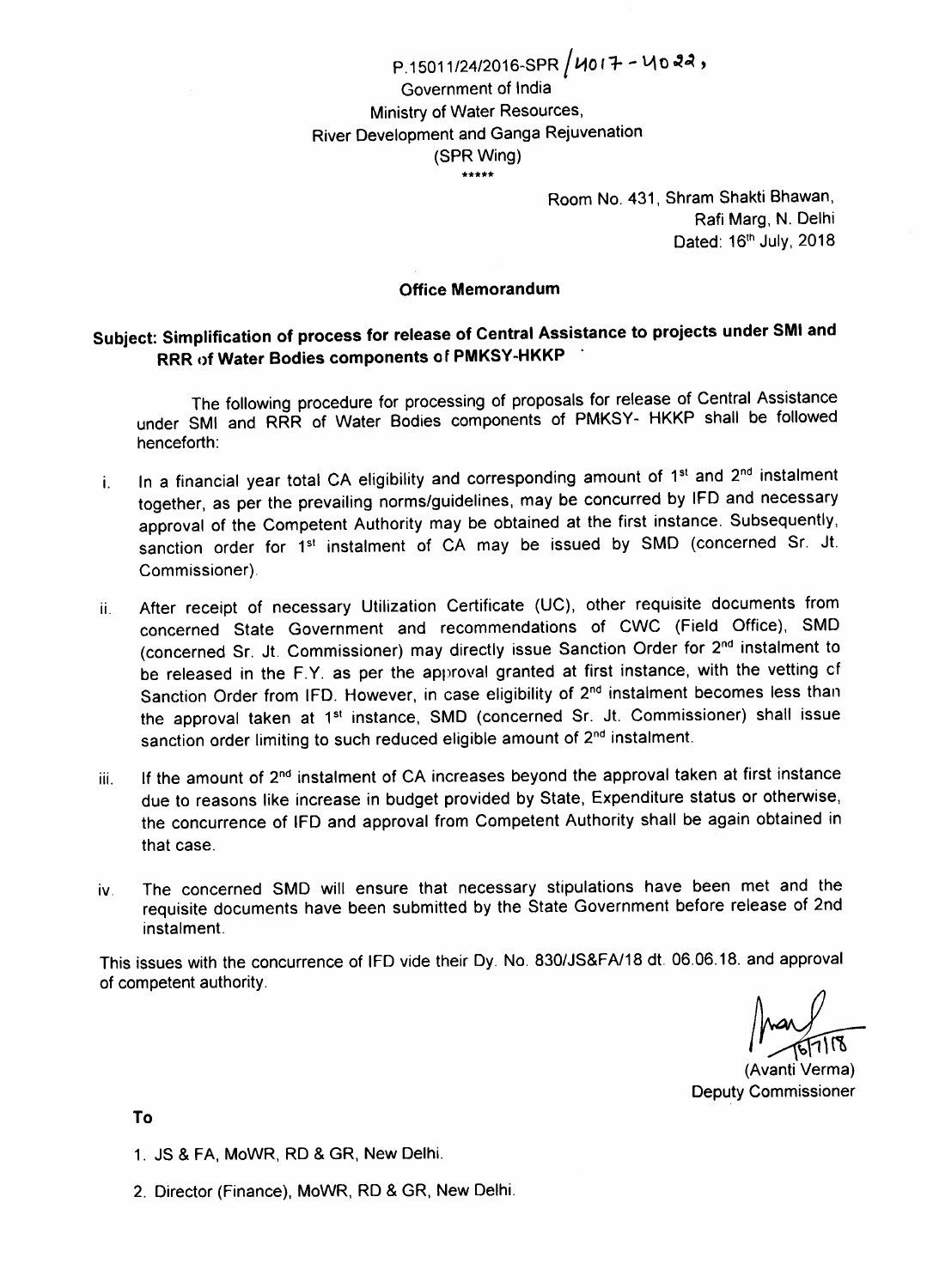P.15011/24/2016-SPR / 4017 - 4022,

Government of India
Ministry of Water Resources,
River Development and Ganga Rejuvenation
(SPR Wing)

\*\*\*\*\*

Room No. 431, Shram Shakti Bhawan,
Rafi Marg, N. Delhi
Dated: 16th July, 2018

**Office Memorandum**

**Subject: Simplification of process for release of Central Assistance to projects under SMI and RRR of Water Bodies components of PMKSY-HKKP**

The following procedure for processing of proposals for release of Central Assistance under SMI and RRR of Water Bodies components of PMKSY- HKKP shall be followed henceforth:

i. In a financial year total CA eligibility and corresponding amount of 1st and 2nd instalment together, as per the prevailing norms/guidelines, may be concurred by IFD and necessary approval of the Competent Authority may be obtained at the first instance. Subsequently, sanction order for 1st instalment of CA may be issued by SMD (concerned Sr. Jt. Commissioner).

ii. After receipt of necessary Utilization Certificate (UC), other requisite documents from concerned State Government and recommendations of CWC (Field Office), SMD (concerned Sr. Jt. Commissioner) may directly issue Sanction Order for 2nd instalment to be released in the F.Y. as per the approval granted at first instance, with the vetting of Sanction Order from IFD. However, in case eligibility of 2nd instalment becomes less than the approval taken at 1st instance, SMD (concerned Sr. Jt. Commissioner) shall issue sanction order limiting to such reduced eligible amount of 2nd instalment.

iii. If the amount of 2nd instalment of CA increases beyond the approval taken at first instance due to reasons like increase in budget provided by State, Expenditure status or otherwise, the concurrence of IFD and approval from Competent Authority shall be again obtained in that case.

iv. The concerned SMD will ensure that necessary stipulations have been met and the requisite documents have been submitted by the State Government before release of 2nd instalment.

This issues with the concurrence of IFD vide their Dy. No. 830/JS&FA/18 dt. 06.06.18. and approval of competent authority.

16/7/18
(Avanti Verma)
Deputy Commissioner

**To**

1. JS & FA, MoWR, RD & GR, New Delhi.
2. Director (Finance), MoWR, RD & GR, New Delhi.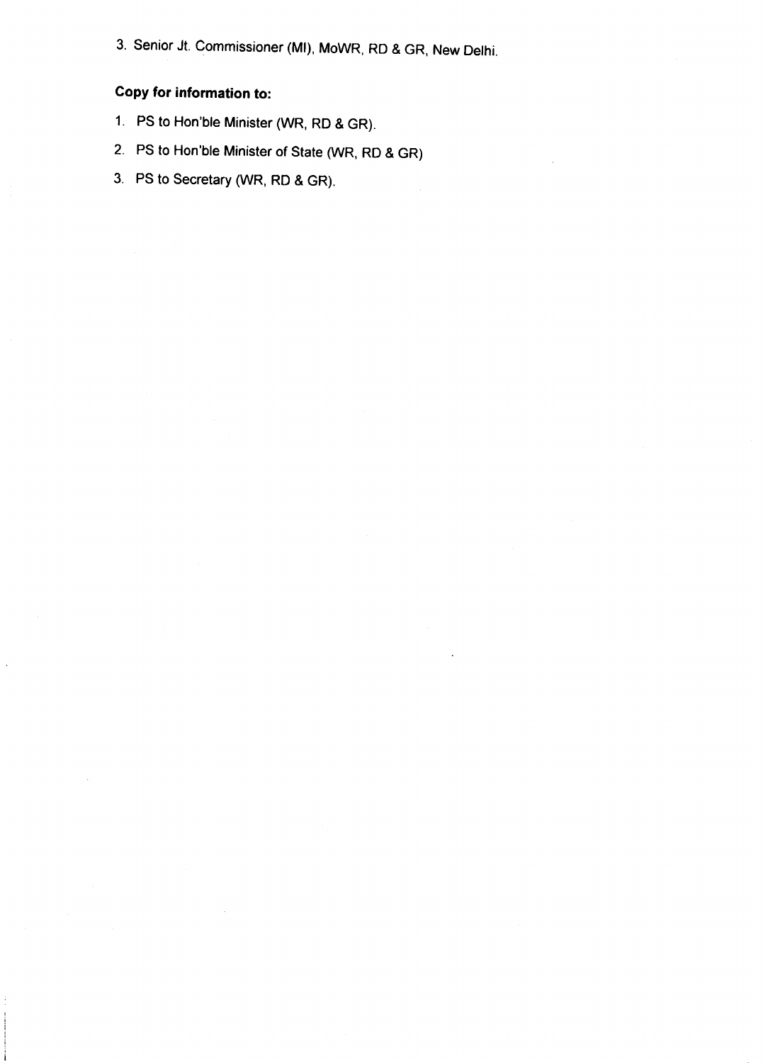3. Senior Jt. Commissioner (MI), MoWR, RD & GR, New Delhi.

**Copy for information to:**

1. PS to Hon'ble Minister (WR, RD & GR).
2. PS to Hon'ble Minister of State (WR, RD & GR)
3. PS to Secretary (WR, RD & GR).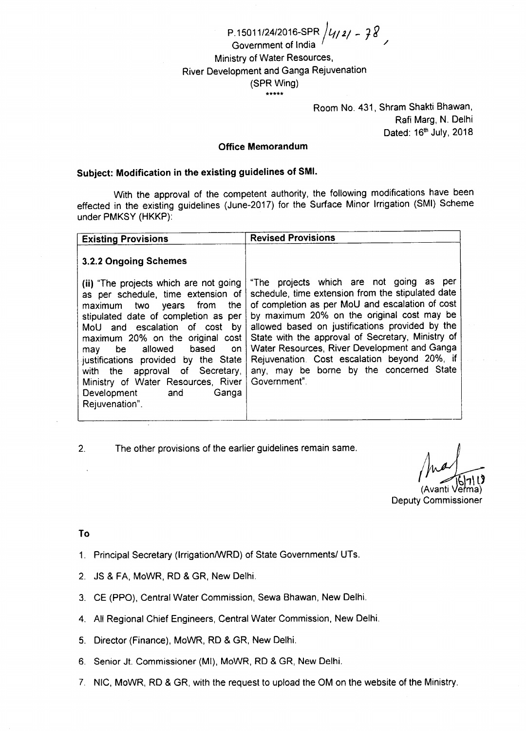P.15011/24/2016-SPR /4121 - 78

Government of India

Ministry of Water Resources,

River Development and Ganga Rejuvenation

(SPR Wing)

\*\*\*\*\*

Room No. 431, Shram Shakti Bhawan,
Rafi Marg, N. Delhi
Dated: 16th July, 2018

**Office Memorandum**

**Subject: Modification in the existing guidelines of SMI.**

With the approval of the competent authority, the following modifications have been effected in the existing guidelines (June-2017) for the Surface Minor Irrigation (SMI) Scheme under PMKSY (HKKP):

| Existing Provisions | Revised Provisions |
|---|---|
| **3.2.2 Ongoing Schemes**<br><br>**(ii)** "The projects which are not going as per schedule, time extension of maximum two years from the stipulated date of completion as per MoU and escalation of cost by maximum 20% on the original cost may be allowed based on justifications provided by the State with the approval of Secretary, Ministry of Water Resources, River Development and Ganga Rejuvenation". | "The projects which are not going as per schedule, time extension from the stipulated date of completion as per MoU and escalation of cost by maximum 20% on the original cost may be allowed based on justifications provided by the State with the approval of Secretary, Ministry of Water Resources, River Development and Ganga Rejuvenation. Cost escalation beyond 20%, if any, may be borne by the concerned State Government". |

2. The other provisions of the earlier guidelines remain same.

16/7/18
(Avanti Verma)
Deputy Commissioner

**To**

1. Principal Secretary (Irrigation/WRD) of State Governments/ UTs.
2. JS & FA, MoWR, RD & GR, New Delhi.
3. CE (PPO), Central Water Commission, Sewa Bhawan, New Delhi.
4. All Regional Chief Engineers, Central Water Commission, New Delhi.
5. Director (Finance), MoWR, RD & GR, New Delhi.
6. Senior Jt. Commissioner (MI), MoWR, RD & GR, New Delhi.
7. NIC, MoWR, RD & GR, with the request to upload the OM on the website of the Ministry.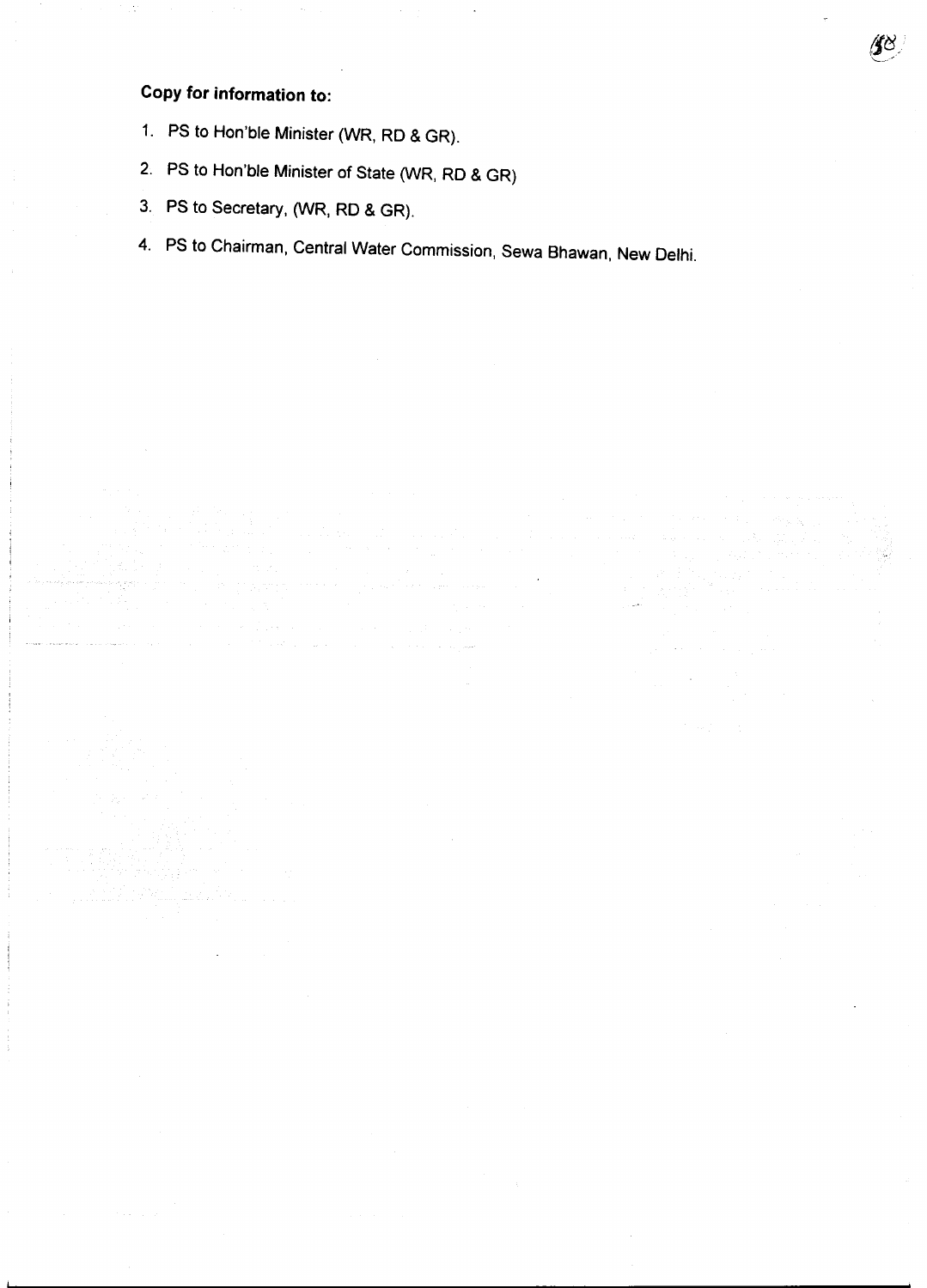**Copy for information to:**

1. PS to Hon'ble Minister (WR, RD & GR).
2. PS to Hon'ble Minister of State (WR, RD & GR)
3. PS to Secretary, (WR, RD & GR).
4. PS to Chairman, Central Water Commission, Sewa Bhawan, New Delhi.